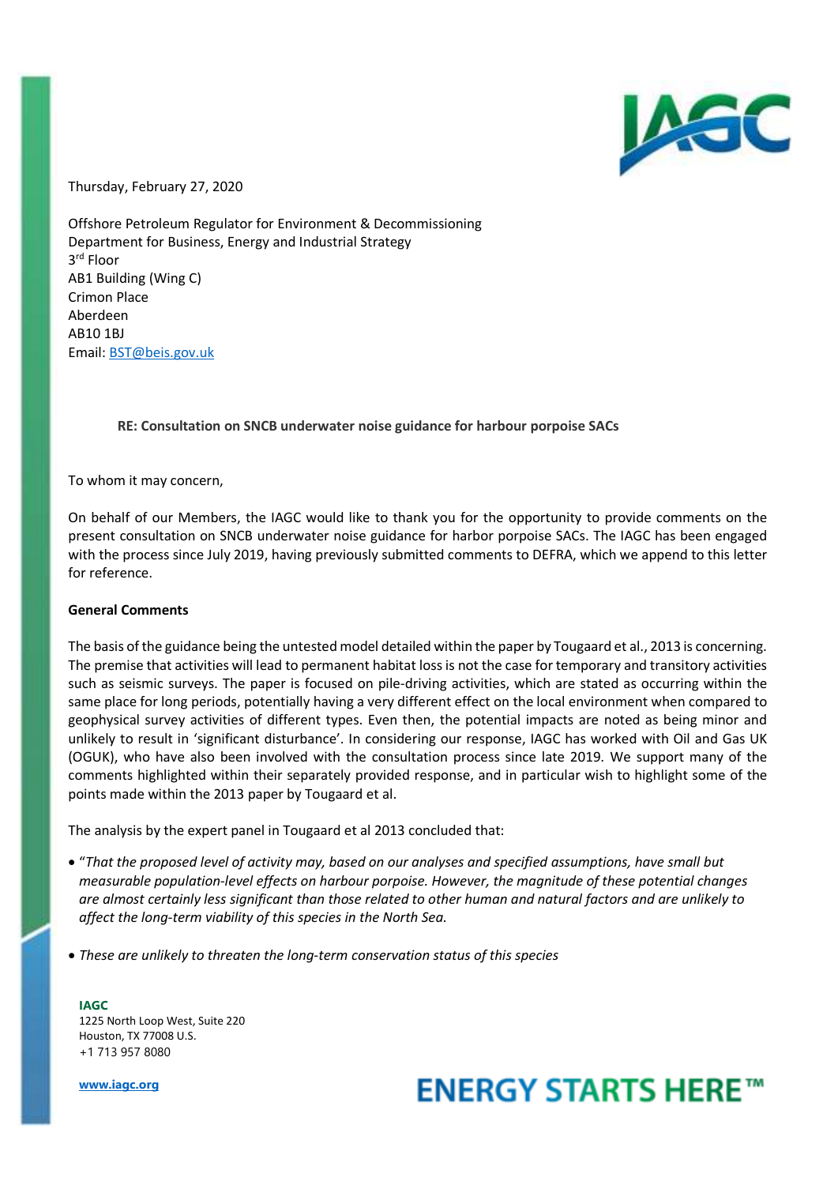Thursday, February 27, 2020

Offshore Petroleum Regulator for Environment & Decommissioning
Department for Business, Energy and Industrial Strategy
3rd Floor
AB1 Building (Wing C)
Crimon Place
Aberdeen
AB10 1BJ
Email: BST@beis.gov.uk

**RE: Consultation on SNCB underwater noise guidance for harbour porpoise SACs**

To whom it may concern,

On behalf of our Members, the IAGC would like to thank you for the opportunity to provide comments on the present consultation on SNCB underwater noise guidance for harbor porpoise SACs. The IAGC has been engaged with the process since July 2019, having previously submitted comments to DEFRA, which we append to this letter for reference.

**General Comments**

The basis of the guidance being the untested model detailed within the paper by Tougaard et al., 2013 is concerning. The premise that activities will lead to permanent habitat loss is not the case for temporary and transitory activities such as seismic surveys. The paper is focused on pile-driving activities, which are stated as occurring within the same place for long periods, potentially having a very different effect on the local environment when compared to geophysical survey activities of different types. Even then, the potential impacts are noted as being minor and unlikely to result in 'significant disturbance'. In considering our response, IAGC has worked with Oil and Gas UK (OGUK), who have also been involved with the consultation process since late 2019. We support many of the comments highlighted within their separately provided response, and in particular wish to highlight some of the points made within the 2013 paper by Tougaard et al.

The analysis by the expert panel in Tougaard et al 2013 concluded that:

- "*That the proposed level of activity may, based on our analyses and specified assumptions, have small but measurable population-level effects on harbour porpoise. However, the magnitude of these potential changes are almost certainly less significant than those related to other human and natural factors and are unlikely to affect the long-term viability of this species in the North Sea.*"
- *These are unlikely to threaten the long-term conservation status of this species*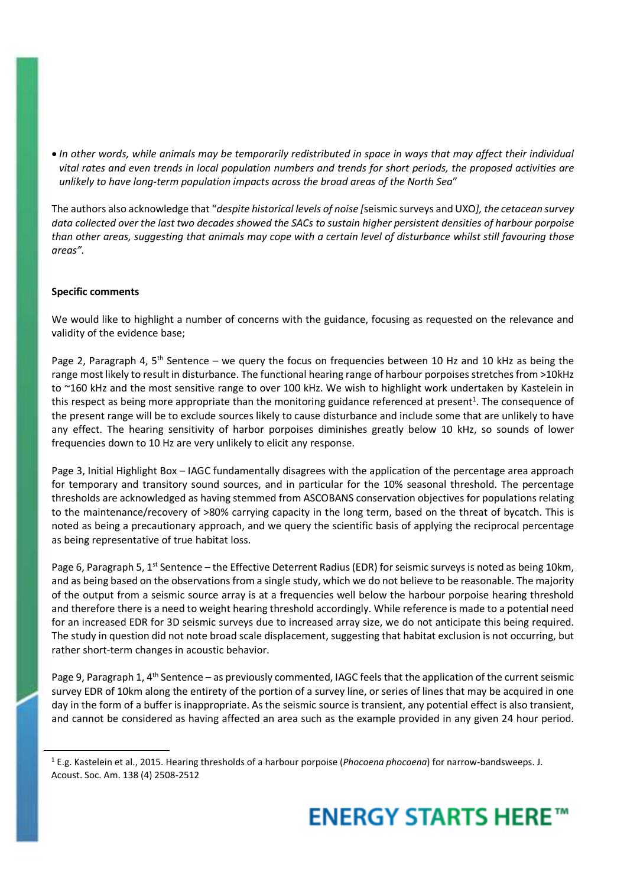- *In other words, while animals may be temporarily redistributed in space in ways that may affect their individual vital rates and even trends in local population numbers and trends for short periods, the proposed activities are unlikely to have long-term population impacts across the broad areas of the North Sea*"

The authors also acknowledge that "*despite historical levels of noise [*seismic surveys and UXO*], the cetacean survey data collected over the last two decades showed the SACs to sustain higher persistent densities of harbour porpoise than other areas, suggesting that animals may cope with a certain level of disturbance whilst still favouring those areas".*

**Specific comments**

We would like to highlight a number of concerns with the guidance, focusing as requested on the relevance and validity of the evidence base;

Page 2, Paragraph 4, 5th Sentence – we query the focus on frequencies between 10 Hz and 10 kHz as being the range most likely to result in disturbance. The functional hearing range of harbour porpoises stretches from >10kHz to ~160 kHz and the most sensitive range to over 100 kHz. We wish to highlight work undertaken by Kastelein in this respect as being more appropriate than the monitoring guidance referenced at present[1]. The consequence of the present range will be to exclude sources likely to cause disturbance and include some that are unlikely to have any effect. The hearing sensitivity of harbor porpoises diminishes greatly below 10 kHz, so sounds of lower frequencies down to 10 Hz are very unlikely to elicit any response.

Page 3, Initial Highlight Box – IAGC fundamentally disagrees with the application of the percentage area approach for temporary and transitory sound sources, and in particular for the 10% seasonal threshold. The percentage thresholds are acknowledged as having stemmed from ASCOBANS conservation objectives for populations relating to the maintenance/recovery of >80% carrying capacity in the long term, based on the threat of bycatch. This is noted as being a precautionary approach, and we query the scientific basis of applying the reciprocal percentage as being representative of true habitat loss.

Page 6, Paragraph 5, 1st Sentence – the Effective Deterrent Radius (EDR) for seismic surveys is noted as being 10km, and as being based on the observations from a single study, which we do not believe to be reasonable. The majority of the output from a seismic source array is at a frequencies well below the harbour porpoise hearing threshold and therefore there is a need to weight hearing threshold accordingly. While reference is made to a potential need for an increased EDR for 3D seismic surveys due to increased array size, we do not anticipate this being required. The study in question did not note broad scale displacement, suggesting that habitat exclusion is not occurring, but rather short-term changes in acoustic behavior.

Page 9, Paragraph 1, 4th Sentence – as previously commented, IAGC feels that the application of the current seismic survey EDR of 10km along the entirety of the portion of a survey line, or series of lines that may be acquired in one day in the form of a buffer is inappropriate. As the seismic source is transient, any potential effect is also transient, and cannot be considered as having affected an area such as the example provided in any given 24 hour period.

[1] E.g. Kastelein et al., 2015. Hearing thresholds of a harbour porpoise (*Phocoena phocoena*) for narrow-bandsweeps. J. Acoust. Soc. Am. 138 (4) 2508-2512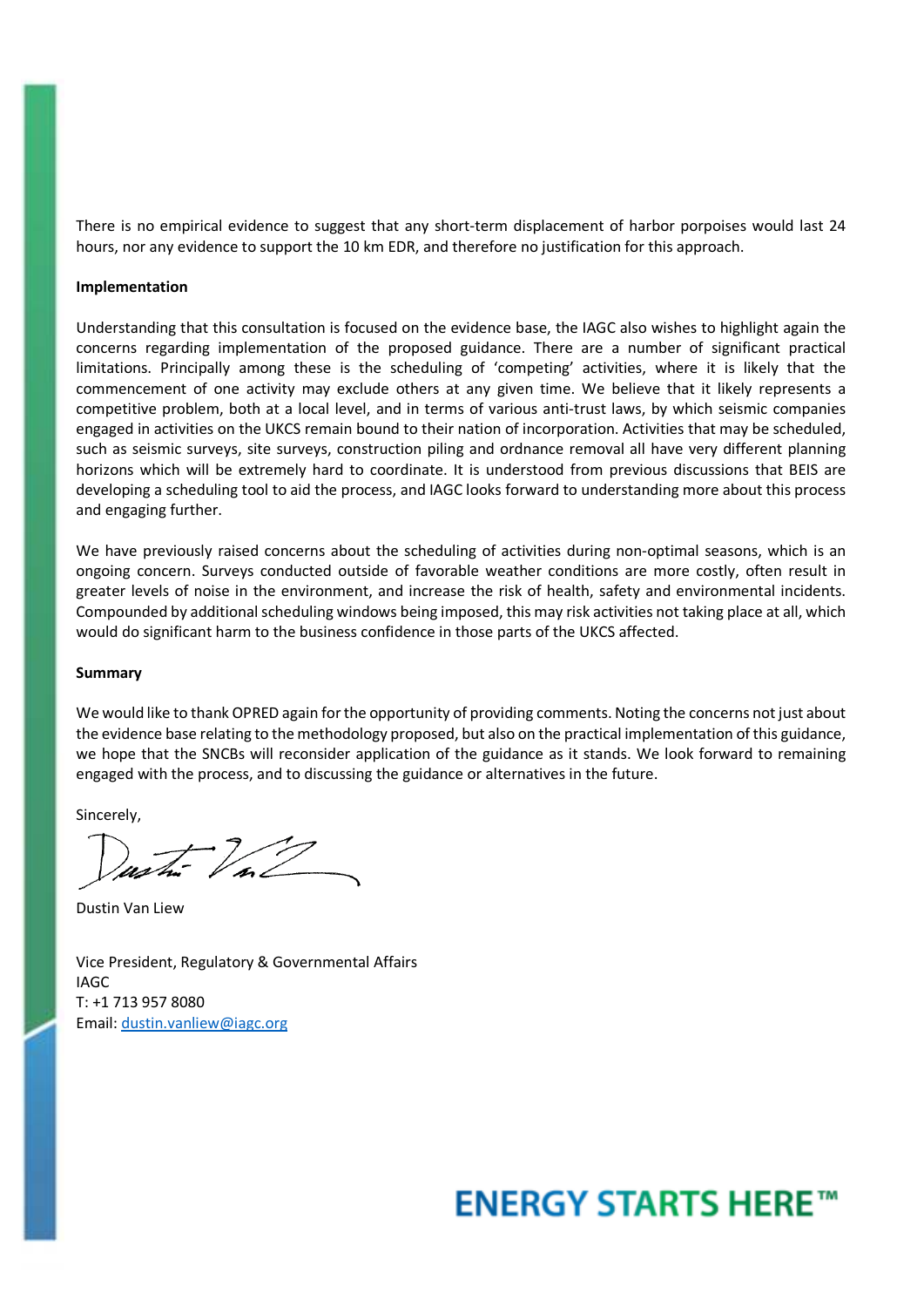There is no empirical evidence to suggest that any short-term displacement of harbor porpoises would last 24 hours, nor any evidence to support the 10 km EDR, and therefore no justification for this approach.

**Implementation**

Understanding that this consultation is focused on the evidence base, the IAGC also wishes to highlight again the concerns regarding implementation of the proposed guidance. There are a number of significant practical limitations. Principally among these is the scheduling of 'competing' activities, where it is likely that the commencement of one activity may exclude others at any given time. We believe that it likely represents a competitive problem, both at a local level, and in terms of various anti-trust laws, by which seismic companies engaged in activities on the UKCS remain bound to their nation of incorporation. Activities that may be scheduled, such as seismic surveys, site surveys, construction piling and ordnance removal all have very different planning horizons which will be extremely hard to coordinate. It is understood from previous discussions that BEIS are developing a scheduling tool to aid the process, and IAGC looks forward to understanding more about this process and engaging further.

We have previously raised concerns about the scheduling of activities during non-optimal seasons, which is an ongoing concern. Surveys conducted outside of favorable weather conditions are more costly, often result in greater levels of noise in the environment, and increase the risk of health, safety and environmental incidents. Compounded by additional scheduling windows being imposed, this may risk activities not taking place at all, which would do significant harm to the business confidence in those parts of the UKCS affected.

**Summary**

We would like to thank OPRED again for the opportunity of providing comments. Noting the concerns not just about the evidence base relating to the methodology proposed, but also on the practical implementation of this guidance, we hope that the SNCBs will reconsider application of the guidance as it stands. We look forward to remaining engaged with the process, and to discussing the guidance or alternatives in the future.

Sincerely,

Dustin Van Liew

Vice President, Regulatory & Governmental Affairs
IAGC
T: +1 713 957 8080
Email: dustin.vanliew@iagc.org

ENERGY STARTS HERE™